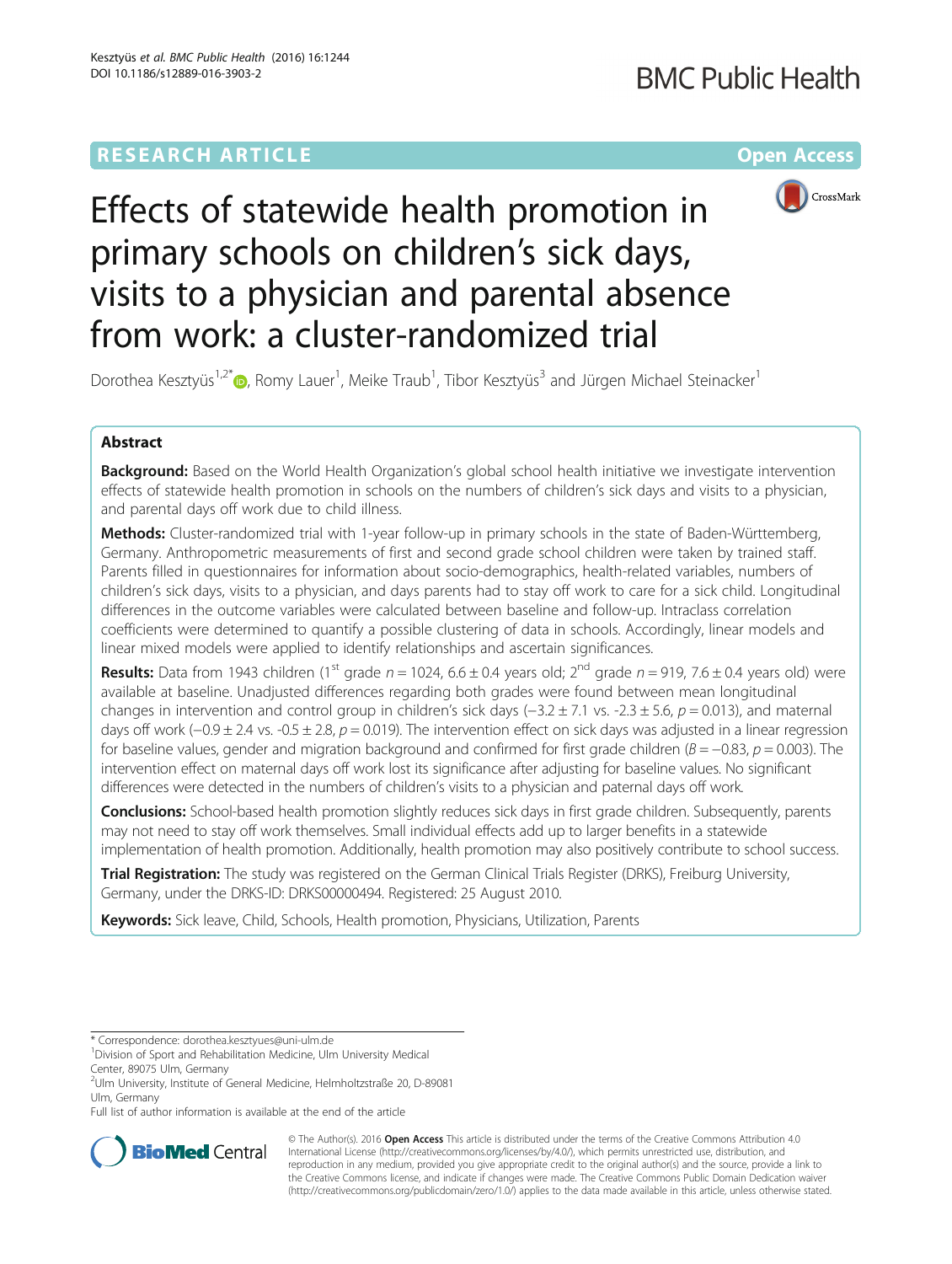RESEARCH ARTICLE

Open Access

# Effects of statewide health promotion in primary schools on children's sick days, visits to a physician and parental absence from work: a cluster-randomized trial

Dorothea Kesztyüs[1,2*], Romy Lauer[1], Meike Traub[1], Tibor Kesztyüs[3] and Jürgen Michael Steinacker[1]

## Abstract

**Background:** Based on the World Health Organization's global school health initiative we investigate intervention effects of statewide health promotion in schools on the numbers of children's sick days and visits to a physician, and parental days off work due to child illness.

**Methods:** Cluster-randomized trial with 1-year follow-up in primary schools in the state of Baden-Württemberg, Germany. Anthropometric measurements of first and second grade school children were taken by trained staff. Parents filled in questionnaires for information about socio-demographics, health-related variables, numbers of children's sick days, visits to a physician, and days parents had to stay off work to care for a sick child. Longitudinal differences in the outcome variables were calculated between baseline and follow-up. Intraclass correlation coefficients were determined to quantify a possible clustering of data in schools. Accordingly, linear models and linear mixed models were applied to identify relationships and ascertain significances.

**Results:** Data from 1943 children (1[st] grade $n = 1024$, $6.6 \pm 0.4$ years old; 2[nd] grade $n = 919$, $7.6 \pm 0.4$ years old) were available at baseline. Unadjusted differences regarding both grades were found between mean longitudinal changes in intervention and control group in children's sick days ($-3.2 \pm 7.1$ vs. $-2.3 \pm 5.6$, $p = 0.013$), and maternal days off work ($-0.9 \pm 2.4$ vs. $-0.5 \pm 2.8$, $p = 0.019$). The intervention effect on sick days was adjusted in a linear regression for baseline values, gender and migration background and confirmed for first grade children ($B = -0.83$, $p = 0.003$). The intervention effect on maternal days off work lost its significance after adjusting for baseline values. No significant differences were detected in the numbers of children's visits to a physician and paternal days off work.

**Conclusions:** School-based health promotion slightly reduces sick days in first grade children. Subsequently, parents may not need to stay off work themselves. Small individual effects add up to larger benefits in a statewide implementation of health promotion. Additionally, health promotion may also positively contribute to school success.

**Trial Registration:** The study was registered on the German Clinical Trials Register (DRKS), Freiburg University, Germany, under the DRKS-ID: DRKS00000494. Registered: 25 August 2010.

**Keywords:** Sick leave, Child, Schools, Health promotion, Physicians, Utilization, Parents

---

* Correspondence: dorothea.kesztyues@uni-ulm.de
[1]Division of Sport and Rehabilitation Medicine, Ulm University Medical Center, 89075 Ulm, Germany
[2]Ulm University, Institute of General Medicine, Helmholtzstraße 20, D-89081 Ulm, Germany
Full list of author information is available at the end of the article

© The Author(s). 2016 **Open Access** This article is distributed under the terms of the Creative Commons Attribution 4.0 International License (http://creativecommons.org/licenses/by/4.0/), which permits unrestricted use, distribution, and reproduction in any medium, provided you give appropriate credit to the original author(s) and the source, provide a link to the Creative Commons license, and indicate if changes were made. The Creative Commons Public Domain Dedication waiver (http://creativecommons.org/publicdomain/zero/1.0/) applies to the data made available in this article, unless otherwise stated.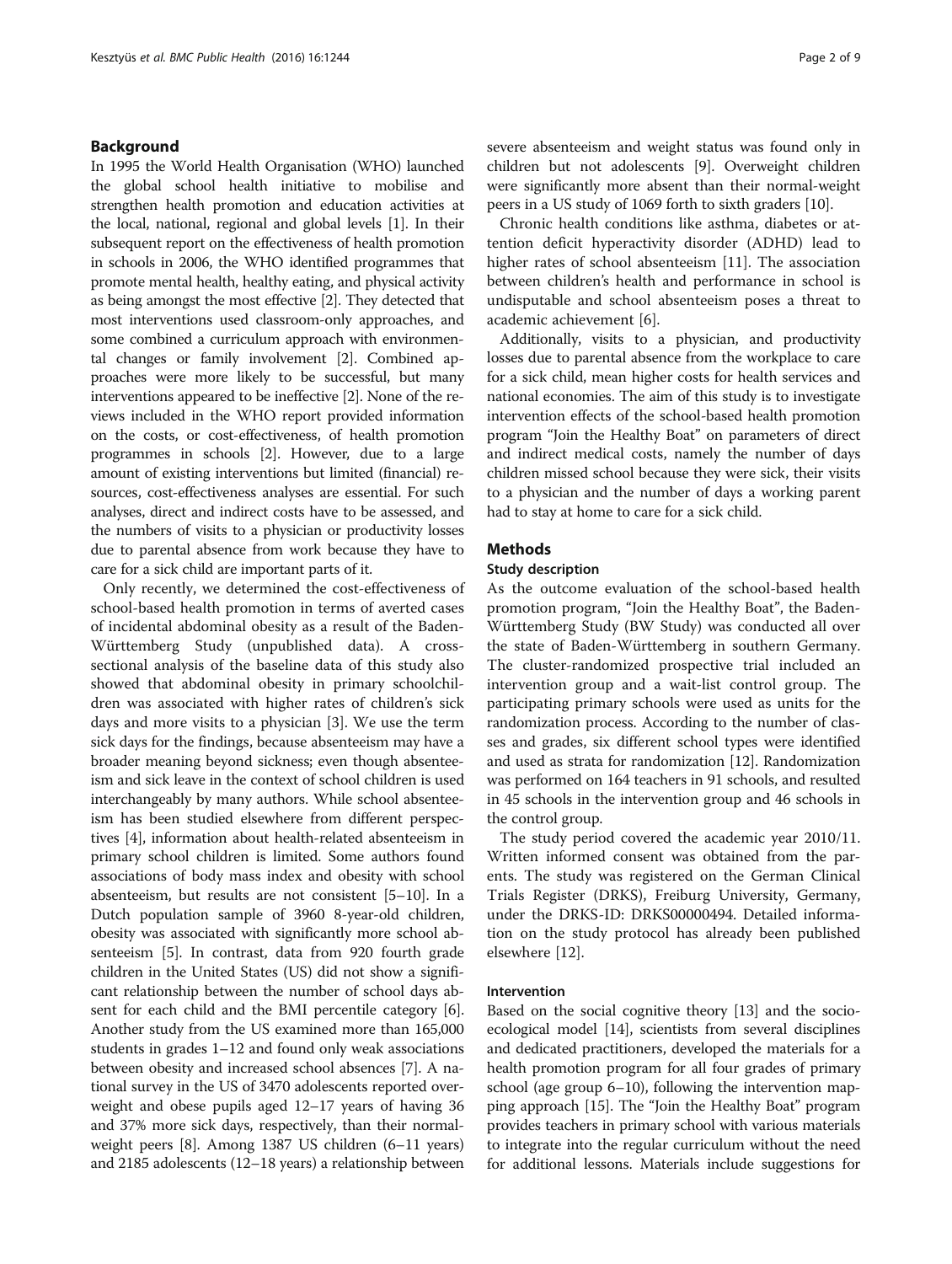## Background

In 1995 the World Health Organisation (WHO) launched the global school health initiative to mobilise and strengthen health promotion and education activities at the local, national, regional and global levels [1]. In their subsequent report on the effectiveness of health promotion in schools in 2006, the WHO identified programmes that promote mental health, healthy eating, and physical activity as being amongst the most effective [2]. They detected that most interventions used classroom-only approaches, and some combined a curriculum approach with environmental changes or family involvement [2]. Combined approaches were more likely to be successful, but many interventions appeared to be ineffective [2]. None of the reviews included in the WHO report provided information on the costs, or cost-effectiveness, of health promotion programmes in schools [2]. However, due to a large amount of existing interventions but limited (financial) resources, cost-effectiveness analyses are essential. For such analyses, direct and indirect costs have to be assessed, and the numbers of visits to a physician or productivity losses due to parental absence from work because they have to care for a sick child are important parts of it.

Only recently, we determined the cost-effectiveness of school-based health promotion in terms of averted cases of incidental abdominal obesity as a result of the Baden-Württemberg Study (unpublished data). A cross-sectional analysis of the baseline data of this study also showed that abdominal obesity in primary schoolchildren was associated with higher rates of children's sick days and more visits to a physician [3]. We use the term sick days for the findings, because absenteeism may have a broader meaning beyond sickness; even though absenteeism and sick leave in the context of school children is used interchangeably by many authors. While school absenteeism has been studied elsewhere from different perspectives [4], information about health-related absenteeism in primary school children is limited. Some authors found associations of body mass index and obesity with school absenteeism, but results are not consistent [5–10]. In a Dutch population sample of 3960 8-year-old children, obesity was associated with significantly more school absenteeism [5]. In contrast, data from 920 fourth grade children in the United States (US) did not show a significant relationship between the number of school days absent for each child and the BMI percentile category [6]. Another study from the US examined more than 165,000 students in grades 1–12 and found only weak associations between obesity and increased school absences [7]. A national survey in the US of 3470 adolescents reported overweight and obese pupils aged 12–17 years of having 36 and 37% more sick days, respectively, than their normal-weight peers [8]. Among 1387 US children (6–11 years) and 2185 adolescents (12–18 years) a relationship between severe absenteeism and weight status was found only in children but not adolescents [9]. Overweight children were significantly more absent than their normal-weight peers in a US study of 1069 forth to sixth graders [10].

Chronic health conditions like asthma, diabetes or attention deficit hyperactivity disorder (ADHD) lead to higher rates of school absenteeism [11]. The association between children's health and performance in school is undisputable and school absenteeism poses a threat to academic achievement [6].

Additionally, visits to a physician, and productivity losses due to parental absence from the workplace to care for a sick child, mean higher costs for health services and national economies. The aim of this study is to investigate intervention effects of the school-based health promotion program "Join the Healthy Boat" on parameters of direct and indirect medical costs, namely the number of days children missed school because they were sick, their visits to a physician and the number of days a working parent had to stay at home to care for a sick child.

## Methods

### Study description

As the outcome evaluation of the school-based health promotion program, "Join the Healthy Boat", the Baden-Württemberg Study (BW Study) was conducted all over the state of Baden-Württemberg in southern Germany. The cluster-randomized prospective trial included an intervention group and a wait-list control group. The participating primary schools were used as units for the randomization process. According to the number of classes and grades, six different school types were identified and used as strata for randomization [12]. Randomization was performed on 164 teachers in 91 schools, and resulted in 45 schools in the intervention group and 46 schools in the control group.

The study period covered the academic year 2010/11. Written informed consent was obtained from the parents. The study was registered on the German Clinical Trials Register (DRKS), Freiburg University, Germany, under the DRKS-ID: DRKS00000494. Detailed information on the study protocol has already been published elsewhere [12].

### Intervention

Based on the social cognitive theory [13] and the socio-ecological model [14], scientists from several disciplines and dedicated practitioners, developed the materials for a health promotion program for all four grades of primary school (age group 6–10), following the intervention mapping approach [15]. The "Join the Healthy Boat" program provides teachers in primary school with various materials to integrate into the regular curriculum without the need for additional lessons. Materials include suggestions for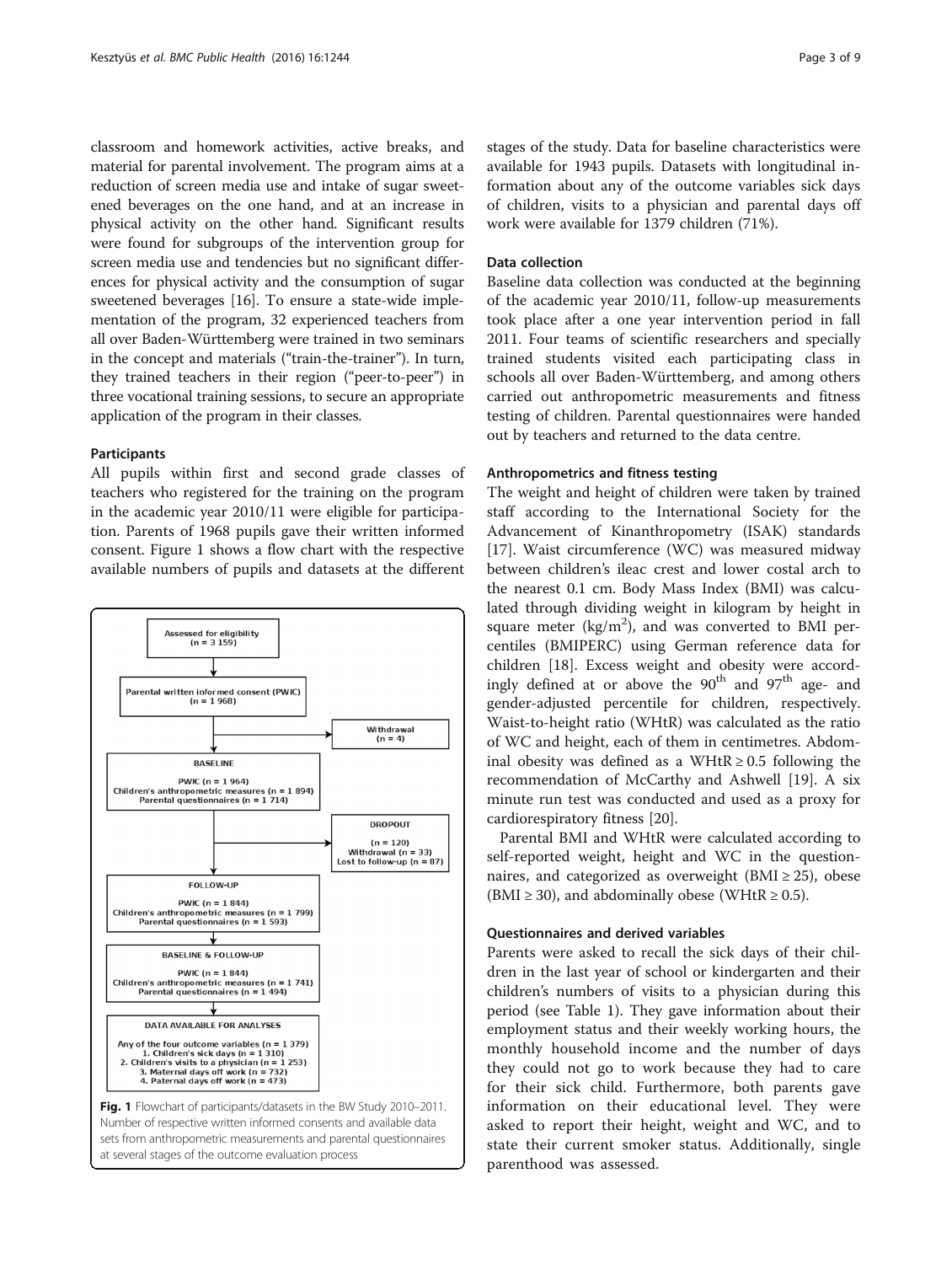classroom and homework activities, active breaks, and material for parental involvement. The program aims at a reduction of screen media use and intake of sugar sweetened beverages on the one hand, and at an increase in physical activity on the other hand. Significant results were found for subgroups of the intervention group for screen media use and tendencies but no significant differences for physical activity and the consumption of sugar sweetened beverages [16]. To ensure a state-wide implementation of the program, 32 experienced teachers from all over Baden-Württemberg were trained in two seminars in the concept and materials ("train-the-trainer"). In turn, they trained teachers in their region ("peer-to-peer") in three vocational training sessions, to secure an appropriate application of the program in their classes.

### Participants

All pupils within first and second grade classes of teachers who registered for the training on the program in the academic year 2010/11 were eligible for participation. Parents of 1968 pupils gave their written informed consent. Figure 1 shows a flow chart with the respective available numbers of pupils and datasets at the different stages of the study. Data for baseline characteristics were available for 1943 pupils. Datasets with longitudinal information about any of the outcome variables sick days of children, visits to a physician and parental days off work were available for 1379 children (71%).

Assessed for eligibility (n = 3 159)

Parental written informed consent (PWIC) (n = 1 968)

Withdrawal (n = 4)

BASELINE

PWIC (n = 1 964)
Children's anthropometric measures (n = 1 894)
Parental questionnaires (n = 1 714)

DROPOUT

(n = 120)
Withdrawal (n = 33)
Lost to follow-up (n = 87)

FOLLOW-UP

PWIC (n = 1 844)
Children's anthropometric measures (n = 1 799)
Parental questionnaires (n = 1 593)

BASELINE & FOLLOW-UP

PWIC (n = 1 844)
Children's anthropometric measures (n = 1 741)
Parental questionnaires (n = 1 494)

DATA AVAILABLE FOR ANALYSES

Any of the four outcome variables (n = 1 379)
1. Children's sick days (n = 1 310)
2. Children's visits to a physician (n = 1 253)
3. Maternal days off work (n = 732)
4. Paternal days off work (n = 473)

**Fig. 1** Flowchart of participants/datasets in the BW Study 2010–2011. Number of respective written informed consents and available data sets from anthropometric measurements and parental questionnaires at several stages of the outcome evaluation process

### Data collection

Baseline data collection was conducted at the beginning of the academic year 2010/11, follow-up measurements took place after a one year intervention period in fall 2011. Four teams of scientific researchers and specially trained students visited each participating class in schools all over Baden-Württemberg, and among others carried out anthropometric measurements and fitness testing of children. Parental questionnaires were handed out by teachers and returned to the data centre.

### Anthropometrics and fitness testing

The weight and height of children were taken by trained staff according to the International Society for the Advancement of Kinanthropometry (ISAK) standards [17]. Waist circumference (WC) was measured midway between children's ileac crest and lower costal arch to the nearest 0.1 cm. Body Mass Index (BMI) was calculated through dividing weight in kilogram by height in square meter ($kg/m^2$), and was converted to BMI percentiles (BMIPERC) using German reference data for children [18]. Excess weight and obesity were accordingly defined at or above the $90^{th}$ and $97^{th}$ age- and gender-adjusted percentile for children, respectively. Waist-to-height ratio (WHtR) was calculated as the ratio of WC and height, each of them in centimetres. Abdominal obesity was defined as a WHtR $\geq 0.5$ following the recommendation of McCarthy and Ashwell [19]. A six minute run test was conducted and used as a proxy for cardiorespiratory fitness [20].

Parental BMI and WHtR were calculated according to self-reported weight, height and WC in the questionnaires, and categorized as overweight (BMI $\geq 25$), obese (BMI $\geq 30$), and abdominally obese (WHtR $\geq 0.5$).

### Questionnaires and derived variables

Parents were asked to recall the sick days of their children in the last year of school or kindergarten and their children's numbers of visits to a physician during this period (see Table 1). They gave information about their employment status and their weekly working hours, the monthly household income and the number of days they could not go to work because they had to care for their sick child. Furthermore, both parents gave information on their educational level. They were asked to report their height, weight and WC, and to state their current smoker status. Additionally, single parenthood was assessed.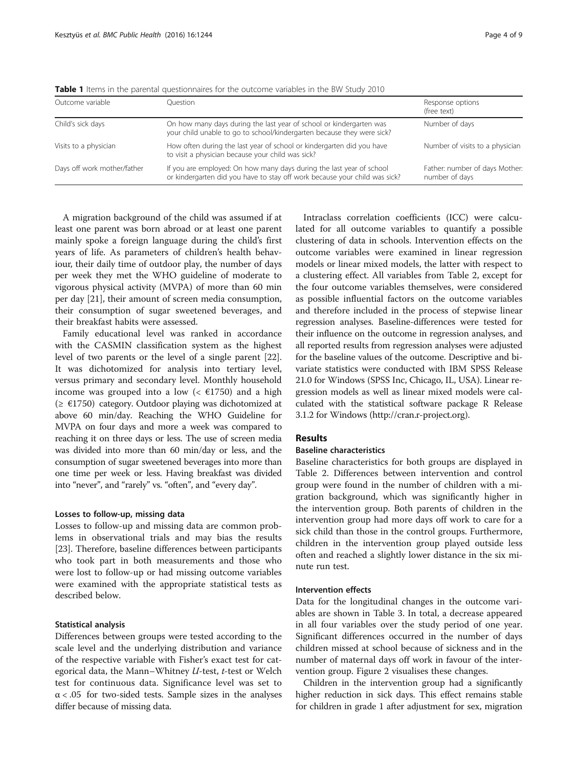**Table 1** Items in the parental questionnaires for the outcome variables in the BW Study 2010

| Outcome variable | Question | Response options (free text) |
|---|---|---|
| Child's sick days | On how many days during the last year of school or kindergarten was your child unable to go to school/kindergarten because they were sick? | Number of days |
| Visits to a physician | How often during the last year of school or kindergarten did you have to visit a physician because your child was sick? | Number of visits to a physician |
| Days off work mother/father | If you are employed: On how many days during the last year of school or kindergarten did you have to stay off work because your child was sick? | Father: number of days Mother: number of days |

A migration background of the child was assumed if at least one parent was born abroad or at least one parent mainly spoke a foreign language during the child's first years of life. As parameters of children's health behaviour, their daily time of outdoor play, the number of days per week they met the WHO guideline of moderate to vigorous physical activity (MVPA) of more than 60 min per day [21], their amount of screen media consumption, their consumption of sugar sweetened beverages, and their breakfast habits were assessed.

Family educational level was ranked in accordance with the CASMIN classification system as the highest level of two parents or the level of a single parent [22]. It was dichotomized for analysis into tertiary level, versus primary and secondary level. Monthly household income was grouped into a low (< €1750) and a high (≥ €1750) category. Outdoor playing was dichotomized at above 60 min/day. Reaching the WHO Guideline for MVPA on four days and more a week was compared to reaching it on three days or less. The use of screen media was divided into more than 60 min/day or less, and the consumption of sugar sweetened beverages into more than one time per week or less. Having breakfast was divided into "never", and "rarely" vs. "often", and "every day".

#### Losses to follow-up, missing data

Losses to follow-up and missing data are common problems in observational trials and may bias the results [23]. Therefore, baseline differences between participants who took part in both measurements and those who were lost to follow-up or had missing outcome variables were examined with the appropriate statistical tests as described below.

#### Statistical analysis

Differences between groups were tested according to the scale level and the underlying distribution and variance of the respective variable with Fisher's exact test for categorical data, the Mann–Whitney *U*-test, *t*-test or Welch test for continuous data. Significance level was set to $\alpha < .05$ for two-sided tests. Sample sizes in the analyses differ because of missing data.

Intraclass correlation coefficients (ICC) were calculated for all outcome variables to quantify a possible clustering of data in schools. Intervention effects on the outcome variables were examined in linear regression models or linear mixed models, the latter with respect to a clustering effect. All variables from Table 2, except for the four outcome variables themselves, were considered as possible influential factors on the outcome variables and therefore included in the process of stepwise linear regression analyses. Baseline-differences were tested for their influence on the outcome in regression analyses, and all reported results from regression analyses were adjusted for the baseline values of the outcome. Descriptive and bivariate statistics were conducted with IBM SPSS Release 21.0 for Windows (SPSS Inc, Chicago, IL, USA). Linear regression models as well as linear mixed models were calculated with the statistical software package R Release 3.1.2 for Windows (http://cran.r-project.org).

## Results

#### Baseline characteristics

Baseline characteristics for both groups are displayed in Table 2. Differences between intervention and control group were found in the number of children with a migration background, which was significantly higher in the intervention group. Both parents of children in the intervention group had more days off work to care for a sick child than those in the control groups. Furthermore, children in the intervention group played outside less often and reached a slightly lower distance in the six minute run test.

#### Intervention effects

Data for the longitudinal changes in the outcome variables are shown in Table 3. In total, a decrease appeared in all four variables over the study period of one year. Significant differences occurred in the number of days children missed at school because of sickness and in the number of maternal days off work in favour of the intervention group. Figure 2 visualises these changes.

Children in the intervention group had a significantly higher reduction in sick days. This effect remains stable for children in grade 1 after adjustment for sex, migration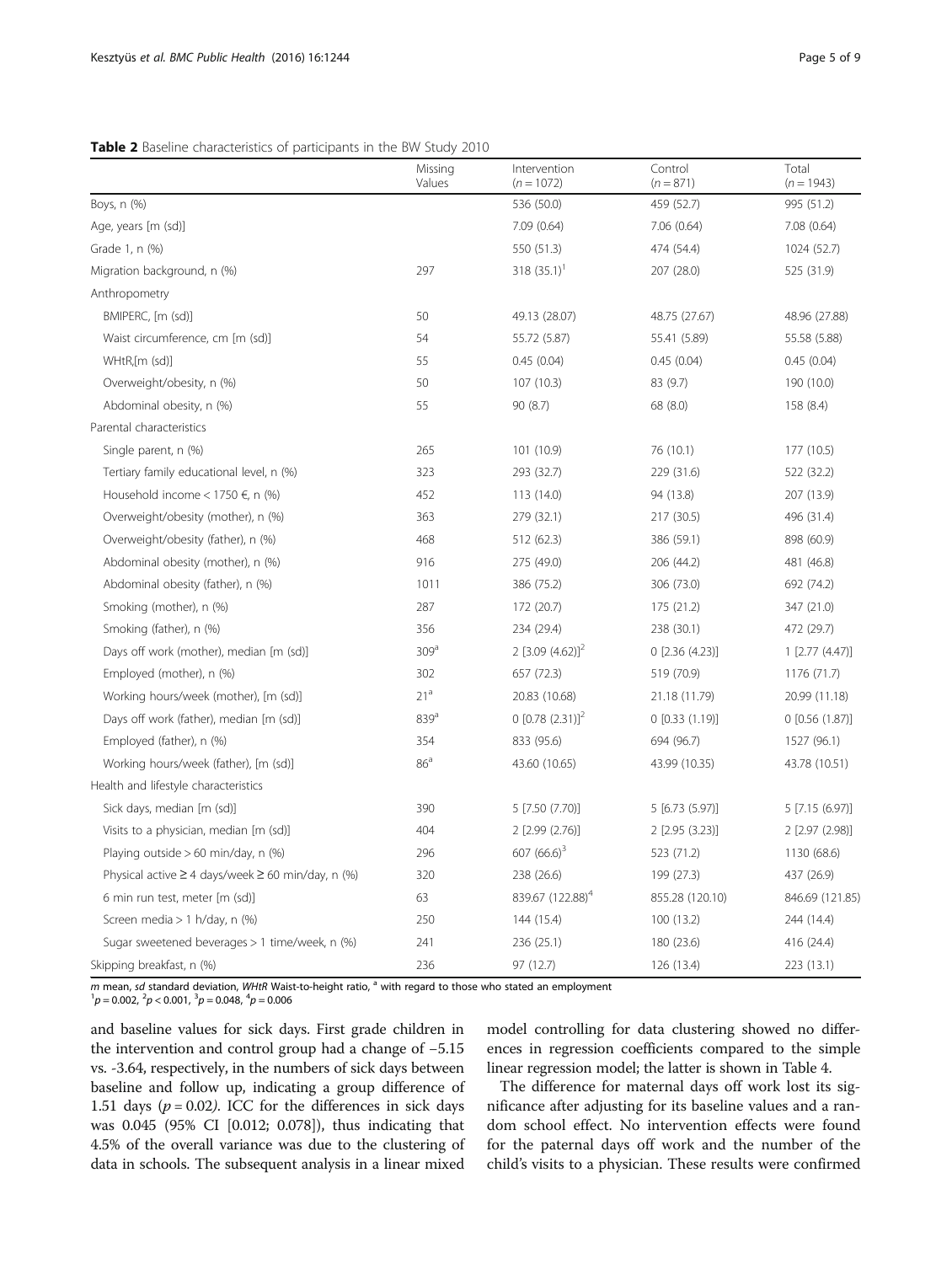**Table 2** Baseline characteristics of participants in the BW Study 2010

| | Missing Values | Intervention ($n = 1072$) | Control ($n = 871$) | Total ($n = 1943$) |
|---|---|---|---|---|
| Boys, n (%) | | 536 (50.0) | 459 (52.7) | 995 (51.2) |
| Age, years [m (sd)] | | 7.09 (0.64) | 7.06 (0.64) | 7.08 (0.64) |
| Grade 1, n (%) | | 550 (51.3) | 474 (54.4) | 1024 (52.7) |
| Migration background, n (%) | 297 | 318 (35.1)[1] | 207 (28.0) | 525 (31.9) |
| Anthropometry | | | | |
| BMIPERC, [m (sd)] | 50 | 49.13 (28.07) | 48.75 (27.67) | 48.96 (27.88) |
| Waist circumference, cm [m (sd)] | 54 | 55.72 (5.87) | 55.41 (5.89) | 55.58 (5.88) |
| WHtR,[m (sd)] | 55 | 0.45 (0.04) | 0.45 (0.04) | 0.45 (0.04) |
| Overweight/obesity, n (%) | 50 | 107 (10.3) | 83 (9.7) | 190 (10.0) |
| Abdominal obesity, n (%) | 55 | 90 (8.7) | 68 (8.0) | 158 (8.4) |
| Parental characteristics | | | | |
| Single parent, n (%) | 265 | 101 (10.9) | 76 (10.1) | 177 (10.5) |
| Tertiary family educational level, n (%) | 323 | 293 (32.7) | 229 (31.6) | 522 (32.2) |
| Household income < 1750 €, n (%) | 452 | 113 (14.0) | 94 (13.8) | 207 (13.9) |
| Overweight/obesity (mother), n (%) | 363 | 279 (32.1) | 217 (30.5) | 496 (31.4) |
| Overweight/obesity (father), n (%) | 468 | 512 (62.3) | 386 (59.1) | 898 (60.9) |
| Abdominal obesity (mother), n (%) | 916 | 275 (49.0) | 206 (44.2) | 481 (46.8) |
| Abdominal obesity (father), n (%) | 1011 | 386 (75.2) | 306 (73.0) | 692 (74.2) |
| Smoking (mother), n (%) | 287 | 172 (20.7) | 175 (21.2) | 347 (21.0) |
| Smoking (father), n (%) | 356 | 234 (29.4) | 238 (30.1) | 472 (29.7) |
| Days off work (mother), median [m (sd)] | 309[a] | 2 [3.09 (4.62)][2] | 0 [2.36 (4.23)] | 1 [2.77 (4.47)] |
| Employed (mother), n (%) | 302 | 657 (72.3) | 519 (70.9) | 1176 (71.7) |
| Working hours/week (mother), [m (sd)] | 21[a] | 20.83 (10.68) | 21.18 (11.79) | 20.99 (11.18) |
| Days off work (father), median [m (sd)] | 839[a] | 0 [0.78 (2.31)][2] | 0 [0.33 (1.19)] | 0 [0.56 (1.87)] |
| Employed (father), n (%) | 354 | 833 (95.6) | 694 (96.7) | 1527 (96.1) |
| Working hours/week (father), [m (sd)] | 86[a] | 43.60 (10.65) | 43.99 (10.35) | 43.78 (10.51) |
| Health and lifestyle characteristics | | | | |
| Sick days, median [m (sd)] | 390 | 5 [7.50 (7.70)] | 5 [6.73 (5.97)] | 5 [7.15 (6.97)] |
| Visits to a physician, median [m (sd)] | 404 | 2 [2.99 (2.76)] | 2 [2.95 (3.23)] | 2 [2.97 (2.98)] |
| Playing outside > 60 min/day, n (%) | 296 | 607 (66.6)[3] | 523 (71.2) | 1130 (68.6) |
| Physical active ≥ 4 days/week ≥ 60 min/day, n (%) | 320 | 238 (26.6) | 199 (27.3) | 437 (26.9) |
| 6 min run test, meter [m (sd)] | 63 | 839.67 (122.88)[4] | 855.28 (120.10) | 846.69 (121.85) |
| Screen media > 1 h/day, n (%) | 250 | 144 (15.4) | 100 (13.2) | 244 (14.4) |
| Sugar sweetened beverages > 1 time/week, n (%) | 241 | 236 (25.1) | 180 (23.6) | 416 (24.4) |
| Skipping breakfast, n (%) | 236 | 97 (12.7) | 126 (13.4) | 223 (13.1) |

*m* mean, *sd* standard deviation, *WHtR* Waist-to-height ratio, [a] with regard to those who stated an employment
[1] $p = 0.002$, [2] $p < 0.001$, [3] $p = 0.048$, [4] $p = 0.006$

and baseline values for sick days. First grade children in the intervention and control group had a change of −5.15 vs. -3.64, respectively, in the numbers of sick days between baseline and follow up, indicating a group difference of 1.51 days ($p = 0.02$). ICC for the differences in sick days was 0.045 (95% CI [0.012; 0.078]), thus indicating that 4.5% of the overall variance was due to the clustering of data in schools. The subsequent analysis in a linear mixed model controlling for data clustering showed no differences in regression coefficients compared to the simple linear regression model; the latter is shown in Table 4.

The difference for maternal days off work lost its significance after adjusting for its baseline values and a random school effect. No intervention effects were found for the paternal days off work and the number of the child's visits to a physician. These results were confirmed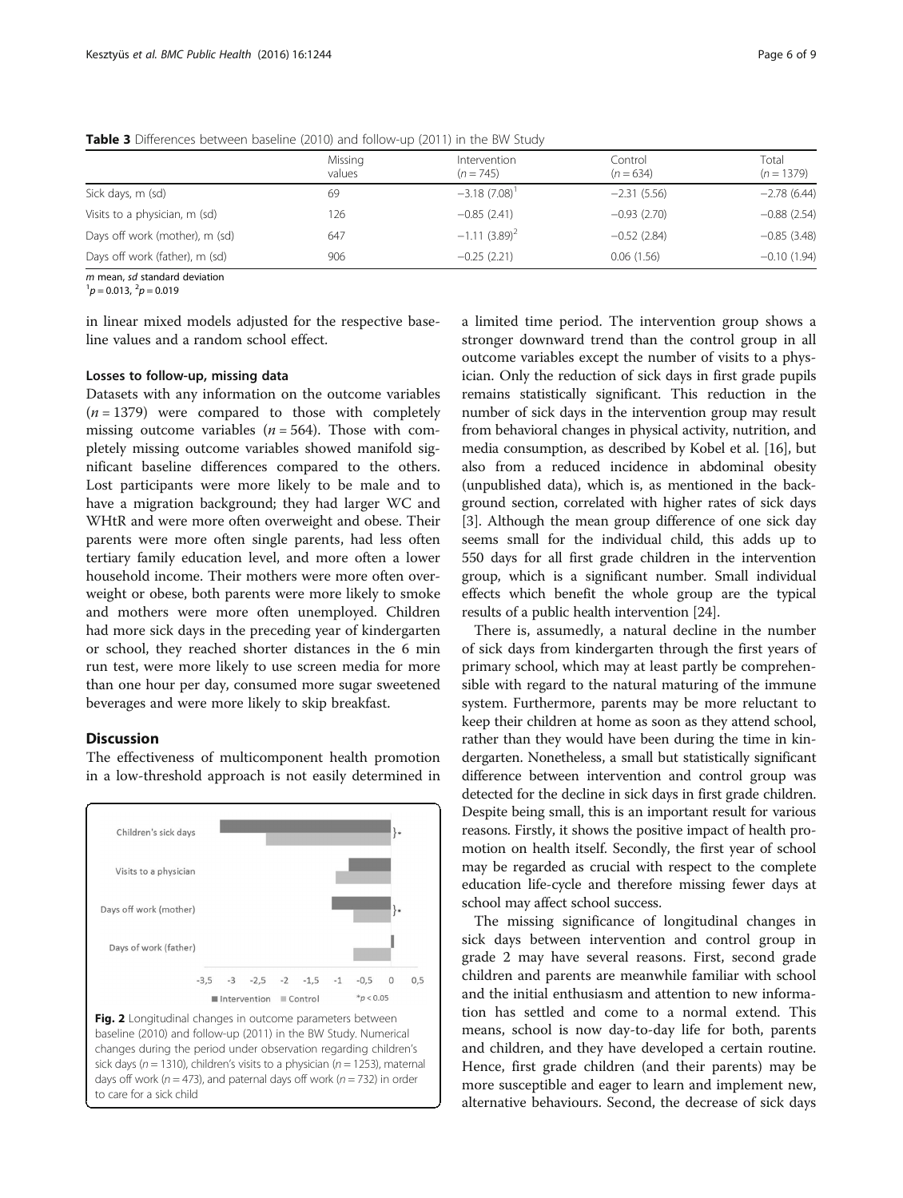**Table 3** Differences between baseline (2010) and follow-up (2011) in the BW Study

| | Missing values | Intervention ($n = 745$) | Control ($n = 634$) | Total ($n = 1379$) |
|---|---|---|---|---|
| Sick days, m (sd) | 69 | −3.18 (7.08)[1] | −2.31 (5.56) | −2.78 (6.44) |
| Visits to a physician, m (sd) | 126 | −0.85 (2.41) | −0.93 (2.70) | −0.88 (2.54) |
| Days off work (mother), m (sd) | 647 | −1.11 (3.89)[2] | −0.52 (2.84) | −0.85 (3.48) |
| Days off work (father), m (sd) | 906 | −0.25 (2.21) | 0.06 (1.56) | −0.10 (1.94) |

*m* mean, *sd* standard deviation
[1] $p = 0.013$, [2] $p = 0.019$

in linear mixed models adjusted for the respective baseline values and a random school effect.

### Losses to follow-up, missing data

Datasets with any information on the outcome variables ($n = 1379$) were compared to those with completely missing outcome variables ($n = 564$). Those with completely missing outcome variables showed manifold significant baseline differences compared to the others. Lost participants were more likely to be male and to have a migration background; they had larger WC and WHtR and were more often overweight and obese. Their parents were more often single parents, had less often tertiary family education level, and more often a lower household income. Their mothers were more often overweight or obese, both parents were more likely to smoke and mothers were more often unemployed. Children had more sick days in the preceding year of kindergarten or school, they reached shorter distances in the 6 min run test, were more likely to use screen media for more than one hour per day, consumed more sugar sweetened beverages and were more likely to skip breakfast.

## Discussion

The effectiveness of multicomponent health promotion in a low-threshold approach is not easily determined in a limited time period. The intervention group shows a stronger downward trend than the control group in all outcome variables except the number of visits to a physician. Only the reduction of sick days in first grade pupils remains statistically significant. This reduction in the number of sick days in the intervention group may result from behavioral changes in physical activity, nutrition, and media consumption, as described by Kobel et al. [16], but also from a reduced incidence in abdominal obesity (unpublished data), which is, as mentioned in the background section, correlated with higher rates of sick days [3]. Although the mean group difference of one sick day seems small for the individual child, this adds up to 550 days for all first grade children in the intervention group, which is a significant number. Small individual effects which benefit the whole group are the typical results of a public health intervention [24].

There is, assumedly, a natural decline in the number of sick days from kindergarten through the first years of primary school, which may at least partly be comprehensible with regard to the natural maturing of the immune system. Furthermore, parents may be more reluctant to keep their children at home as soon as they attend school, rather than they would have been during the time in kindergarten. Nonetheless, a small but statistically significant difference between intervention and control group was detected for the decline in sick days in first grade children. Despite being small, this is an important result for various reasons. Firstly, it shows the positive impact of health promotion on health itself. Secondly, the first year of school may be regarded as crucial with respect to the complete education life-cycle and therefore missing fewer days at school may affect school success.

The missing significance of longitudinal changes in sick days between intervention and control group in grade 2 may have several reasons. First, second grade children and parents are meanwhile familiar with school and the initial enthusiasm and attention to new information has settled and come to a normal extend. This means, school is now day-to-day life for both, parents and children, and they have developed a certain routine. Hence, first grade children (and their parents) may be more susceptible and eager to learn and implement new, alternative behaviours. Second, the decrease of sick days

Children's sick days
Visits to a physician
Days off work (mother)
Days of work (father)
-3,5 -3 -2,5 -2 -1,5 -1 -0,5 0 0,5
Intervention Control
*p < 0.05

**Fig. 2** Longitudinal changes in outcome parameters between baseline (2010) and follow-up (2011) in the BW Study. Numerical changes during the period under observation regarding children's sick days ($n = 1310$), children's visits to a physician ($n = 1253$), maternal days off work ($n = 473$), and paternal days off work ($n = 732$) in order to care for a sick child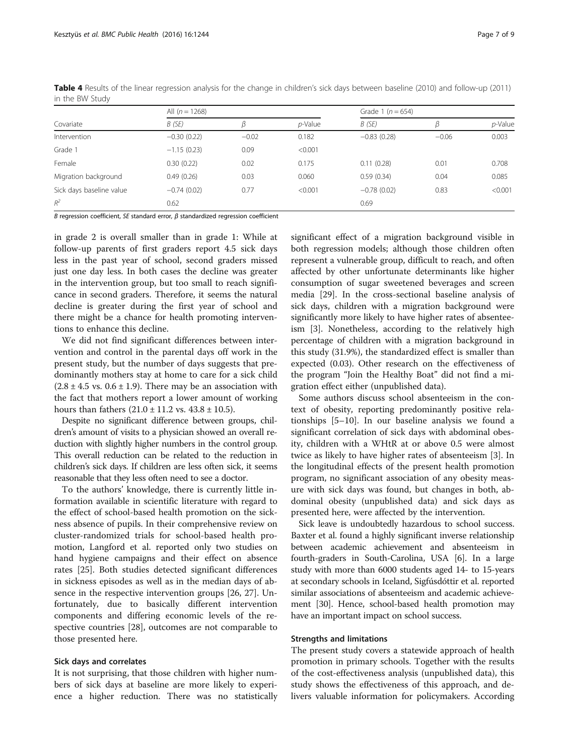**Table 4** Results of the linear regression analysis for the change in children's sick days between baseline (2010) and follow-up (2011) in the BW Study

| Covariate | All ($n = 1268$) | | | Grade 1 ($n = 654$) | | |
|---|---|---|---|---|---|---|
| | *B* (*SE*) | *β* | *p*-Value | *B* (*SE*) | *β* | *p*-Value |
| Intervention | −0.30 (0.22) | −0.02 | 0.182 | −0.83 (0.28) | −0.06 | 0.003 |
| Grade 1 | −1.15 (0.23) | 0.09 | <0.001 | | | |
| Female | 0.30 (0.22) | 0.02 | 0.175 | 0.11 (0.28) | 0.01 | 0.708 |
| Migration background | 0.49 (0.26) | 0.03 | 0.060 | 0.59 (0.34) | 0.04 | 0.085 |
| Sick days baseline value | −0.74 (0.02) | 0.77 | <0.001 | −0.78 (0.02) | 0.83 | <0.001 |
| $R^2$ | 0.62 | | | 0.69 | | |

*B* regression coefficient, *SE* standard error, *β* standardized regression coefficient

in grade 2 is overall smaller than in grade 1: While at follow-up parents of first graders report 4.5 sick days less in the past year of school, second graders missed just one day less. In both cases the decline was greater in the intervention group, but too small to reach significance in second graders. Therefore, it seems the natural decline is greater during the first year of school and there might be a chance for health promoting interventions to enhance this decline.

We did not find significant differences between intervention and control in the parental days off work in the present study, but the number of days suggests that predominantly mothers stay at home to care for a sick child ($2.8 \pm 4.5$ vs. $0.6 \pm 1.9$). There may be an association with the fact that mothers report a lower amount of working hours than fathers ($21.0 \pm 11.2$ vs. $43.8 \pm 10.5$).

Despite no significant difference between groups, children's amount of visits to a physician showed an overall reduction with slightly higher numbers in the control group. This overall reduction can be related to the reduction in children's sick days. If children are less often sick, it seems reasonable that they less often need to see a doctor.

To the authors' knowledge, there is currently little information available in scientific literature with regard to the effect of school-based health promotion on the sickness absence of pupils. In their comprehensive review on cluster-randomized trials for school-based health promotion, Langford et al. reported only two studies on hand hygiene campaigns and their effect on absence rates [25]. Both studies detected significant differences in sickness episodes as well as in the median days of absence in the respective intervention groups [26, 27]. Unfortunately, due to basically different intervention components and differing economic levels of the respective countries [28], outcomes are not comparable to those presented here.

### Sick days and correlates

It is not surprising, that those children with higher numbers of sick days at baseline are more likely to experience a higher reduction. There was no statistically significant effect of a migration background visible in both regression models; although those children often represent a vulnerable group, difficult to reach, and often affected by other unfortunate determinants like higher consumption of sugar sweetened beverages and screen media [29]. In the cross-sectional baseline analysis of sick days, children with a migration background were significantly more likely to have higher rates of absenteeism [3]. Nonetheless, according to the relatively high percentage of children with a migration background in this study (31.9%), the standardized effect is smaller than expected (0.03). Other research on the effectiveness of the program "Join the Healthy Boat" did not find a migration effect either (unpublished data).

Some authors discuss school absenteeism in the context of obesity, reporting predominantly positive relationships [5–10]. In our baseline analysis we found a significant correlation of sick days with abdominal obesity, children with a WHtR at or above 0.5 were almost twice as likely to have higher rates of absenteeism [3]. In the longitudinal effects of the present health promotion program, no significant association of any obesity measure with sick days was found, but changes in both, abdominal obesity (unpublished data) and sick days as presented here, were affected by the intervention.

Sick leave is undoubtedly hazardous to school success. Baxter et al. found a highly significant inverse relationship between academic achievement and absenteeism in fourth-graders in South-Carolina, USA [6]. In a large study with more than 6000 students aged 14- to 15-years at secondary schools in Iceland, Sigfúsdóttir et al. reported similar associations of absenteeism and academic achievement [30]. Hence, school-based health promotion may have an important impact on school success.

### Strengths and limitations

The present study covers a statewide approach of health promotion in primary schools. Together with the results of the cost-effectiveness analysis (unpublished data), this study shows the effectiveness of this approach, and delivers valuable information for policymakers. According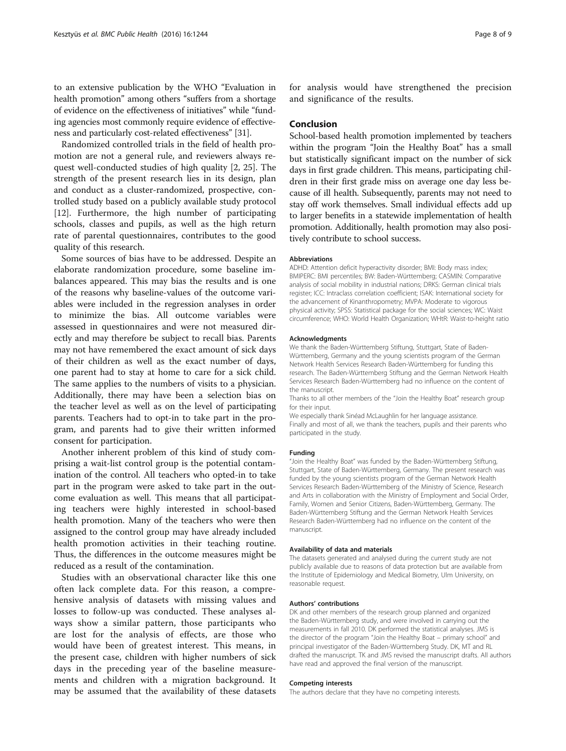to an extensive publication by the WHO "Evaluation in health promotion" among others "suffers from a shortage of evidence on the effectiveness of initiatives" while "funding agencies most commonly require evidence of effectiveness and particularly cost-related effectiveness" [31].

Randomized controlled trials in the field of health promotion are not a general rule, and reviewers always request well-conducted studies of high quality [2, 25]. The strength of the present research lies in its design, plan and conduct as a cluster-randomized, prospective, controlled study based on a publicly available study protocol [12]. Furthermore, the high number of participating schools, classes and pupils, as well as the high return rate of parental questionnaires, contributes to the good quality of this research.

Some sources of bias have to be addressed. Despite an elaborate randomization procedure, some baseline imbalances appeared. This may bias the results and is one of the reasons why baseline-values of the outcome variables were included in the regression analyses in order to minimize the bias. All outcome variables were assessed in questionnaires and were not measured directly and may therefore be subject to recall bias. Parents may not have remembered the exact amount of sick days of their children as well as the exact number of days, one parent had to stay at home to care for a sick child. The same applies to the numbers of visits to a physician. Additionally, there may have been a selection bias on the teacher level as well as on the level of participating parents. Teachers had to opt-in to take part in the program, and parents had to give their written informed consent for participation.

Another inherent problem of this kind of study comprising a wait-list control group is the potential contamination of the control. All teachers who opted-in to take part in the program were asked to take part in the outcome evaluation as well. This means that all participating teachers were highly interested in school-based health promotion. Many of the teachers who were then assigned to the control group may have already included health promotion activities in their teaching routine. Thus, the differences in the outcome measures might be reduced as a result of the contamination.

Studies with an observational character like this one often lack complete data. For this reason, a comprehensive analysis of datasets with missing values and losses to follow-up was conducted. These analyses always show a similar pattern, those participants who are lost for the analysis of effects, are those who would have been of greatest interest. This means, in the present case, children with higher numbers of sick days in the preceding year of the baseline measurements and children with a migration background. It may be assumed that the availability of these datasets for analysis would have strengthened the precision and significance of the results.

## Conclusion

School-based health promotion implemented by teachers within the program "Join the Healthy Boat" has a small but statistically significant impact on the number of sick days in first grade children. This means, participating children in their first grade miss on average one day less because of ill health. Subsequently, parents may not need to stay off work themselves. Small individual effects add up to larger benefits in a statewide implementation of health promotion. Additionally, health promotion may also positively contribute to school success.

#### Abbreviations

ADHD: Attention deficit hyperactivity disorder; BMI: Body mass index; BMIPERC: BMI percentiles; BW: Baden-Württemberg; CASMIN: Comparative analysis of social mobility in industrial nations; DRKS: German clinical trials register; ICC: Intraclass correlation coefficient; ISAK: International society for the advancement of Kinanthropometry; MVPA: Moderate to vigorous physical activity; SPSS: Statistical package for the social sciences; WC: Waist circumference; WHO: World Health Organization; WHtR: Waist-to-height ratio

#### Acknowledgments

We thank the Baden-Württemberg Stiftung, Stuttgart, State of Baden-Württemberg, Germany and the young scientists program of the German Network Health Services Research Baden-Württemberg for funding this research. The Baden-Württemberg Stiftung and the German Network Health Services Research Baden-Württemberg had no influence on the content of the manuscript.

Thanks to all other members of the "Join the Healthy Boat" research group for their input.

We especially thank Sinéad McLaughlin for her language assistance.

Finally and most of all, we thank the teachers, pupils and their parents who participated in the study.

#### Funding

"Join the Healthy Boat" was funded by the Baden-Württemberg Stiftung, Stuttgart, State of Baden-Württemberg, Germany. The present research was funded by the young scientists program of the German Network Health Services Research Baden-Württemberg of the Ministry of Science, Research and Arts in collaboration with the Ministry of Employment and Social Order, Family, Women and Senior Citizens, Baden-Württemberg, Germany. The Baden-Württemberg Stiftung and the German Network Health Services Research Baden-Württemberg had no influence on the content of the manuscript.

#### Availability of data and materials

The datasets generated and analysed during the current study are not publicly available due to reasons of data protection but are available from the Institute of Epidemiology and Medical Biometry, Ulm University, on reasonable request.

#### Authors' contributions

DK and other members of the research group planned and organized the Baden-Württemberg study, and were involved in carrying out the measurements in fall 2010. DK performed the statistical analyses. JMS is the director of the program "Join the Healthy Boat – primary school" and principal investigator of the Baden-Württemberg Study. DK, MT and RL drafted the manuscript. TK and JMS revised the manuscript drafts. All authors have read and approved the final version of the manuscript.

#### Competing interests

The authors declare that they have no competing interests.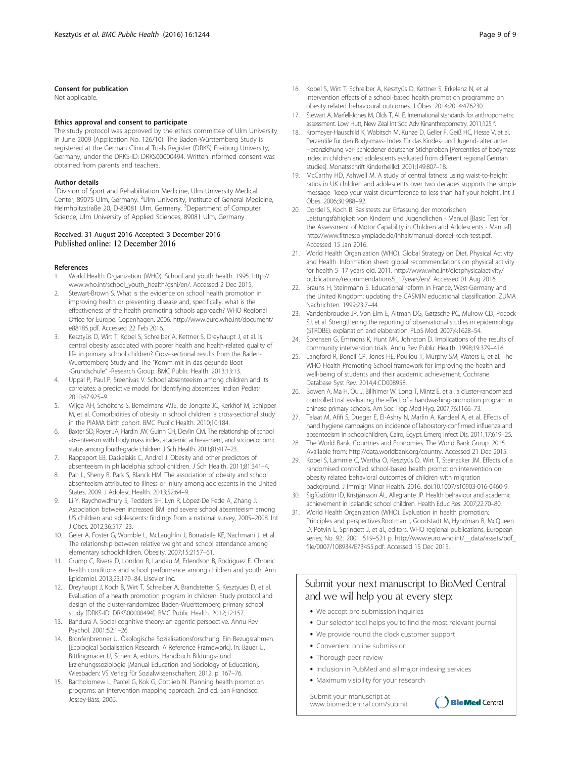### Consent for publication

Not applicable.

### Ethics approval and consent to participate

The study protocol was approved by the ethics committee of Ulm University in June 2009 (Application No. 126/10). The Baden-Württemberg Study is registered at the German Clinical Trials Register (DRKS) Freiburg University, Germany, under the DRKS-ID: DRKS00000494. Written informed consent was obtained from parents and teachers.

### Author details

[1]Division of Sport and Rehabilitation Medicine, Ulm University Medical Center, 89075 Ulm, Germany. [2]Ulm University, Institute of General Medicine, Helmholtzstraße 20, D-89081 Ulm, Germany. [3]Department of Computer Science, Ulm University of Applied Sciences, 89081 Ulm, Germany.

Received: 31 August 2016 Accepted: 3 December 2016
Published online: 12 December 2016

### References

1. World Health Organization (WHO). School and youth health. 1995. http://www.who.int/school_youth_health/gshi/en/. Accessed 2 Dec 2015.
2. Stewart-Brown S. What is the evidence on school health promotion in improving health or preventing disease and, specifically, what is the effectiveness of the health promoting schools approach? WHO Regional Office for Europe. Copenhagen. 2006. http://www.euro.who.int/document/e88185.pdf. Accessed 22 Feb 2016.
3. Kesztyüs D, Wirt T, Kobel S, Schreiber A, Kettner S, Dreyhaupt J, et al. Is central obesity associated with poorer health and health-related quality of life in primary school children? Cross-sectional results from the Baden-Wuerttemberg Study and The "Komm mit in das gesunde Boot -Grundschule" -Research Group. BMC Public Health. 2013;13:13.
4. Uppal P, Paul P, Sreenivas V. School absenteeism among children and its correlates: a predictive model for identifying absentees. Indian Pediatr. 2010;47:925–9.
5. Wijga AH, Scholtens S, Bemelmans WJE, de Jongste JC, Kerkhof M, Schipper M, et al. Comorbidities of obesity in school children: a cross-sectional study in the PIAMA birth cohort. BMC Public Health. 2010;10:184.
6. Baxter SD, Royer JA, Hardin JW, Guinn CH, Devlin CM. The relationship of school absenteeism with body mass index, academic achievement, and socioeconomic status among fourth-grade children. J Sch Health. 2011;81:417–23.
7. Rappaport EB, Daskalakis C, Andrel J. Obesity and other predictors of absenteeism in philadelphia school children. J Sch Health. 2011;81:341–4.
8. Pan L, Sherry B, Park S, Blanck HM. The association of obesity and school absenteeism attributed to illness or injury among adolescents in the United States, 2009. J Adolesc Health. 2013;52:64–9.
9. Li Y, Raychowdhury S, Tedders SH, Lyn R, Lòpez-De Fede A, Zhang J. Association between increased BMI and severe school absenteeism among US children and adolescents: findings from a national survey, 2005–2008. Int J Obes. 2012;36:517–23.
10. Geier A, Foster G, Womble L, McLaughlin J, Borradaile KE, Nachmani J, et al. The relationship between relative weight and school attendance among elementary schoolchildren. Obesity. 2007;15:2157–61.
11. Crump C, Rivera D, London R, Landau M, Erlendson B, Rodriguez E. Chronic health conditions and school performance among children and youth. Ann Epidemiol. 2013;23:179–84. Elsevier Inc.
12. Dreyhaupt J, Koch B, Wirt T, Schreiber A, Brandstetter S, Kesztyues D, et al. Evaluation of a health promotion program in children: Study protocol and design of the cluster-randomized Baden-Wuerttemberg primary school study [DRKS-ID: DRKS00000494]. BMC Public Health. 2012;12:157.
13. Bandura A. Social cognitive theory: an agentic perspective. Annu Rev Psychol. 2001;52:1–26.
14. Bronfenbrenner U. Ökologische Sozialisationsforschung. Ein Bezugsrahmen. [Ecological Socialisation Research. A Reference Framework.]. In: Bauer U, Bittlingmacer U, Scherr A, editors. Handbuch Bildungs- und Erziehungssoziologie [Manual Education and Sociology of Education]. Wiesbaden: VS Verlag für Sozialwissenschaften; 2012. p. 167–76.
15. Bartholomew L, Parcel G, Kok G, Gottlieb N. Planning health promotion programs: an intervention mapping approach. 2nd ed. San Francisco: Jossey-Bass; 2006.
16. Kobel S, Wirt T, Schreiber A, Kesztyüs D, Kettner S, Erkelenz N, et al. Intervention effects of a school-based health promotion programme on obesity related behavioural outcomes. J Obes. 2014;2014:476230.
17. Stewart A, Marfell-Jones M, Olds T, Al. E. International standards for anthropometric assessment. Low Hutt, New Zeal Int Soc Adv Kinanthropometry. 2011;125 f.
18. Kromeyer-Hauschild K, Wabitsch M, Kunze D, Geller F, Geiß HC, Hesse V, et al. Perzentile für den Body-mass- Index für das Kindes- und Jugend- alter unter Heranziehung ver- schiedener deutscher Stichproben [Percentiles of bodymass index in children and adolescents evaluated from different regional German studies]. Monatsschrift Kinderheilkd. 2001;149:807–18.
19. McCarthy HD, Ashwell M. A study of central fatness using waist-to-height ratios in UK children and adolescents over two decades supports the simple message–'keep your waist circumference to less than half your height'. Int J Obes. 2006;30:988–92.
20. Dordel S, Koch B. Basistests zur Erfassung der motorischen Leistungsfähigkeit von Kindern und Jugendlichen - Manual [Basic Test for the Assessment of Motor Capability in Children and Adolescents - Manual]. http://www.fitnessolympiade.de/Inhalt/manual-dordel-koch-test.pdf. Accessed 15 Jan 2016.
21. World Health Organization (WHO). Global Strategy on Diet, Physical Activity and Health. Information sheet: global recommendations on physical activity for health 5–17 years old. 2011. http://www.who.int/dietphysicalactivity/publications/recommendations5_17years/en/. Accessed 01 Aug 2016.
22. Brauns H, Steinmann S. Educational reform in France, West-Germany and the United Kingdom: updating the CASMIN educational classification. ZUMA Nachrichten. 1999;23:7–44.
23. Vandenbroucke JP, Von Elm E, Altman DG, Gøtzsche PC, Mulrow CD, Pocock SJ, et al. Strengthening the reporting of observational studies in epidemiology (STROBE): explanation and elaboration. PLoS Med. 2007;4:1628–54.
24. Sorensen G, Emmons K, Hunt MK, Johnston D. Implications of the results of community intervention trials. Annu Rev Public Health. 1998;19:379–416.
25. Langford R, Bonell CP, Jones HE, Pouliou T, Murphy SM, Waters E, et al. The WHO Health Promoting School framework for improving the health and well-being of students and their academic achievement. Cochrane Database Syst Rev. 2014;4:CD008958.
26. Bowen A, Ma H, Ou J, Billhimer W, Long T, Mintz E, et al. a cluster-randomized controlled trial evaluating the effect of a handwashing-promotion program in chinese primary schools. Am Soc Trop Med Hyg. 2007;76:1166–73.
27. Talaat M, Afifi S, Dueger E, El-Ashry N, Marfin A, Kandeel A, et al. Effects of hand hygiene campaigns on incidence of laboratory-confirmed influenza and absenteeism in schoolchildren, Cairo, Egypt. Emerg Infect Dis. 2011;17:619–25.
28. The World Bank. Countries and Economies. The World Bank Group. 2015. Available from: http://data.worldbank.org/country. Accessed 21 Dec 2015.
29. Kobel S, Lämmle C, Wartha O, Kesztyüs D, Wirt T, Steinacker JM. Effects of a randomised controlled school-based health promotion intervention on obesity related behavioral outcomes of children with migration background. J Immigr Minor Health. 2016. doi:10.1007/s10903-016-0460-9.
30. Sigfúsdóttir ID, Kristjánsson ÁL, Allegrante JP. Health behaviour and academic achievement in Icelandic school children. Health Educ Res. 2007;22:70–80.
31. World Health Organization (WHO). Evaluation in health promotion: Principles and perspectives.Rootman I, Goodstadt M, Hyndman B, McQueen D, Potvin L, Springett J, et al., editors. WHO regional publications, European series; No. 92.; 2001. 519–521 p. http://www.euro.who.int/__data/assets/pdf_file/0007/108934/E73455.pdf. Accessed 15 Dec 2015.

Submit your next manuscript to BioMed Central and we will help you at every step:

- We accept pre-submission inquiries
- Our selector tool helps you to find the most relevant journal
- We provide round the clock customer support
- Convenient online submission
- Thorough peer review
- Inclusion in PubMed and all major indexing services
- Maximum visibility for your research

Submit your manuscript at
www.biomedcentral.com/submit

BioMed Central